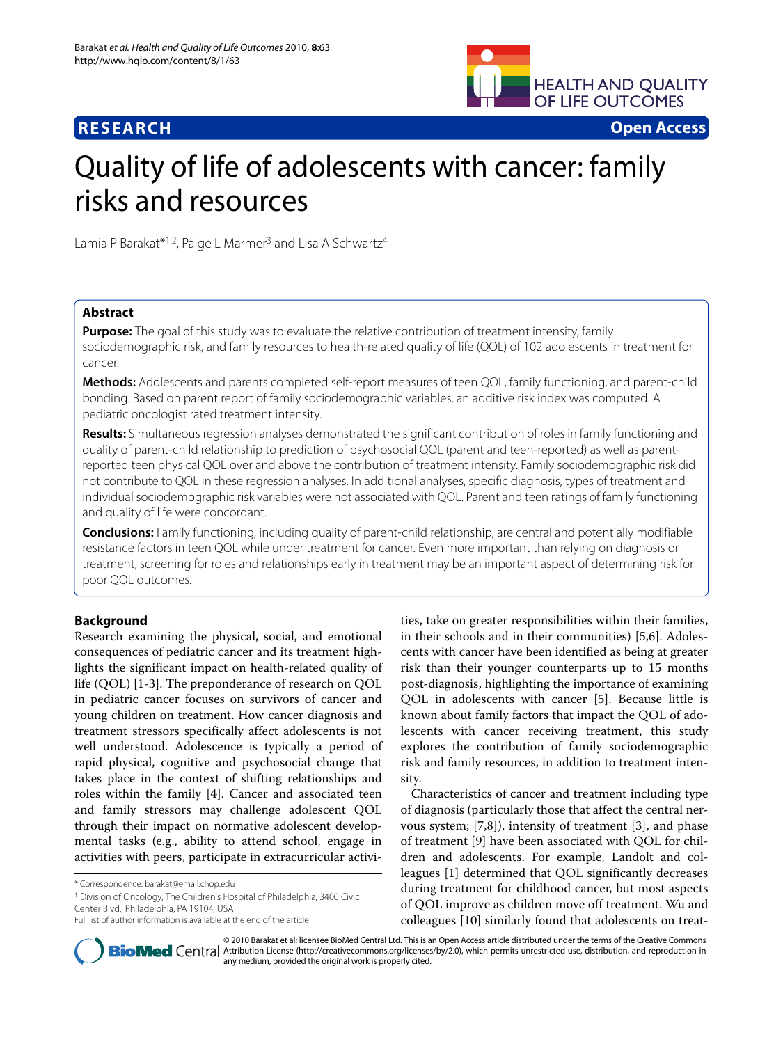**RESEARCH** **Open Access**

# Quality of life of adolescents with cancer: family risks and resources

Lamia P Barakat*[1,2], Paige L Marmer[3] and Lisa A Schwartz[4]

## Abstract

**Purpose:** The goal of this study was to evaluate the relative contribution of treatment intensity, family sociodemographic risk, and family resources to health-related quality of life (QOL) of 102 adolescents in treatment for cancer.

**Methods:** Adolescents and parents completed self-report measures of teen QOL, family functioning, and parent-child bonding. Based on parent report of family sociodemographic variables, an additive risk index was computed. A pediatric oncologist rated treatment intensity.

**Results:** Simultaneous regression analyses demonstrated the significant contribution of roles in family functioning and quality of parent-child relationship to prediction of psychosocial QOL (parent and teen-reported) as well as parent-reported teen physical QOL over and above the contribution of treatment intensity. Family sociodemographic risk did not contribute to QOL in these regression analyses. In additional analyses, specific diagnosis, types of treatment and individual sociodemographic risk variables were not associated with QOL. Parent and teen ratings of family functioning and quality of life were concordant.

**Conclusions:** Family functioning, including quality of parent-child relationship, are central and potentially modifiable resistance factors in teen QOL while under treatment for cancer. Even more important than relying on diagnosis or treatment, screening for roles and relationships early in treatment may be an important aspect of determining risk for poor QOL outcomes.

## Background

Research examining the physical, social, and emotional consequences of pediatric cancer and its treatment highlights the significant impact on health-related quality of life (QOL) [1-3]. The preponderance of research on QOL in pediatric cancer focuses on survivors of cancer and young children on treatment. How cancer diagnosis and treatment stressors specifically affect adolescents is not well understood. Adolescence is typically a period of rapid physical, cognitive and psychosocial change that takes place in the context of shifting relationships and roles within the family [4]. Cancer and associated teen and family stressors may challenge adolescent QOL through their impact on normative adolescent developmental tasks (e.g., ability to attend school, engage in activities with peers, participate in extracurricular activities, take on greater responsibilities within their families, in their schools and in their communities) [5,6]. Adolescents with cancer have been identified as being at greater risk than their younger counterparts up to 15 months post-diagnosis, highlighting the importance of examining QOL in adolescents with cancer [5]. Because little is known about family factors that impact the QOL of adolescents with cancer receiving treatment, this study explores the contribution of family sociodemographic risk and family resources, in addition to treatment intensity.

Characteristics of cancer and treatment including type of diagnosis (particularly those that affect the central nervous system; [7,8]), intensity of treatment [3], and phase of treatment [9] have been associated with QOL for children and adolescents. For example, Landolt and colleagues [1] determined that QOL significantly decreases during treatment for childhood cancer, but most aspects of QOL improve as children move off treatment. Wu and colleagues [10] similarly found that adolescents on treat-

\* Correspondence: barakat@email.chop.edu

[1] Division of Oncology, The Children's Hospital of Philadelphia, 3400 Civic Center Blvd., Philadelphia, PA 19104, USA

Full list of author information is available at the end of the article

© 2010 Barakat et al; licensee BioMed Central Ltd. This is an Open Access article distributed under the terms of the Creative Commons Attribution License (http://creativecommons.org/licenses/by/2.0), which permits unrestricted use, distribution, and reproduction in any medium, provided the original work is properly cited.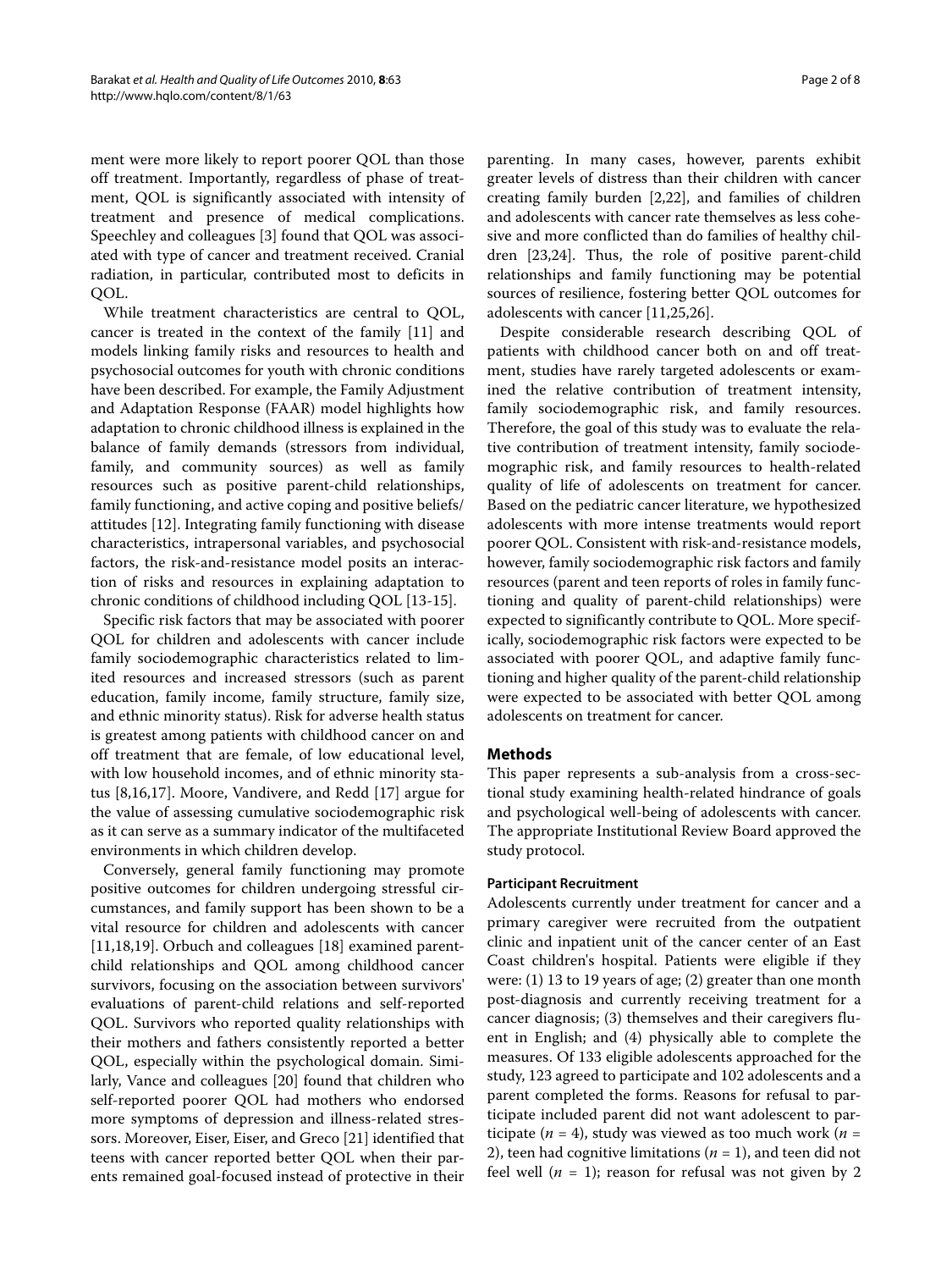ment were more likely to report poorer QOL than those off treatment. Importantly, regardless of phase of treatment, QOL is significantly associated with intensity of treatment and presence of medical complications. Speechley and colleagues [3] found that QOL was associated with type of cancer and treatment received. Cranial radiation, in particular, contributed most to deficits in QOL.

While treatment characteristics are central to QOL, cancer is treated in the context of the family [11] and models linking family risks and resources to health and psychosocial outcomes for youth with chronic conditions have been described. For example, the Family Adjustment and Adaptation Response (FAAR) model highlights how adaptation to chronic childhood illness is explained in the balance of family demands (stressors from individual, family, and community sources) as well as family resources such as positive parent-child relationships, family functioning, and active coping and positive beliefs/attitudes [12]. Integrating family functioning with disease characteristics, intrapersonal variables, and psychosocial factors, the risk-and-resistance model posits an interaction of risks and resources in explaining adaptation to chronic conditions of childhood including QOL [13-15].

Specific risk factors that may be associated with poorer QOL for children and adolescents with cancer include family sociodemographic characteristics related to limited resources and increased stressors (such as parent education, family income, family structure, family size, and ethnic minority status). Risk for adverse health status is greatest among patients with childhood cancer on and off treatment that are female, of low educational level, with low household incomes, and of ethnic minority status [8,16,17]. Moore, Vandivere, and Redd [17] argue for the value of assessing cumulative sociodemographic risk as it can serve as a summary indicator of the multifaceted environments in which children develop.

Conversely, general family functioning may promote positive outcomes for children undergoing stressful circumstances, and family support has been shown to be a vital resource for children and adolescents with cancer [11,18,19]. Orbuch and colleagues [18] examined parent-child relationships and QOL among childhood cancer survivors, focusing on the association between survivors' evaluations of parent-child relations and self-reported QOL. Survivors who reported quality relationships with their mothers and fathers consistently reported a better QOL, especially within the psychological domain. Similarly, Vance and colleagues [20] found that children who self-reported poorer QOL had mothers who endorsed more symptoms of depression and illness-related stressors. Moreover, Eiser, Eiser, and Greco [21] identified that teens with cancer reported better QOL when their parents remained goal-focused instead of protective in their parenting. In many cases, however, parents exhibit greater levels of distress than their children with cancer creating family burden [2,22], and families of children and adolescents with cancer rate themselves as less cohesive and more conflicted than do families of healthy children [23,24]. Thus, the role of positive parent-child relationships and family functioning may be potential sources of resilience, fostering better QOL outcomes for adolescents with cancer [11,25,26].

Despite considerable research describing QOL of patients with childhood cancer both on and off treatment, studies have rarely targeted adolescents or examined the relative contribution of treatment intensity, family sociodemographic risk, and family resources. Therefore, the goal of this study was to evaluate the relative contribution of treatment intensity, family sociodemographic risk, and family resources to health-related quality of life of adolescents on treatment for cancer. Based on the pediatric cancer literature, we hypothesized adolescents with more intense treatments would report poorer QOL. Consistent with risk-and-resistance models, however, family sociodemographic risk factors and family resources (parent and teen reports of roles in family functioning and quality of parent-child relationships) were expected to significantly contribute to QOL. More specifically, sociodemographic risk factors were expected to be associated with poorer QOL, and adaptive family functioning and higher quality of the parent-child relationship were expected to be associated with better QOL among adolescents on treatment for cancer.

## Methods

This paper represents a sub-analysis from a cross-sectional study examining health-related hindrance of goals and psychological well-being of adolescents with cancer. The appropriate Institutional Review Board approved the study protocol.

### Participant Recruitment

Adolescents currently under treatment for cancer and a primary caregiver were recruited from the outpatient clinic and inpatient unit of the cancer center of an East Coast children's hospital. Patients were eligible if they were: (1) 13 to 19 years of age; (2) greater than one month post-diagnosis and currently receiving treatment for a cancer diagnosis; (3) themselves and their caregivers fluent in English; and (4) physically able to complete the measures. Of 133 eligible adolescents approached for the study, 123 agreed to participate and 102 adolescents and a parent completed the forms. Reasons for refusal to participate included parent did not want adolescent to participate ($n$ = 4), study was viewed as too much work ($n$ = 2), teen had cognitive limitations ($n$ = 1), and teen did not feel well ($n$ = 1); reason for refusal was not given by 2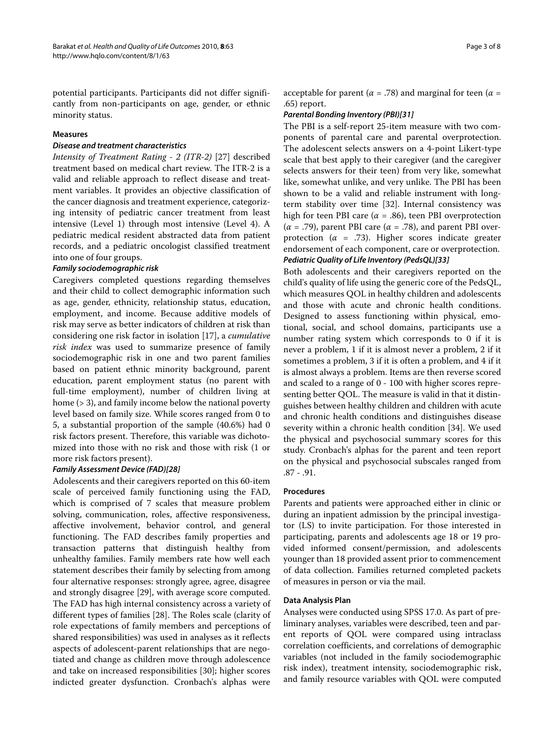potential participants. Participants did not differ significantly from non-participants on age, gender, or ethnic minority status.

### Measures

#### *Disease and treatment characteristics*

*Intensity of Treatment Rating - 2 (ITR-2)* [27] described treatment based on medical chart review. The ITR-2 is a valid and reliable approach to reflect disease and treatment variables. It provides an objective classification of the cancer diagnosis and treatment experience, categorizing intensity of pediatric cancer treatment from least intensive (Level 1) through most intensive (Level 4). A pediatric medical resident abstracted data from patient records, and a pediatric oncologist classified treatment into one of four groups.

#### *Family sociodemographic risk*

Caregivers completed questions regarding themselves and their child to collect demographic information such as age, gender, ethnicity, relationship status, education, employment, and income. Because additive models of risk may serve as better indicators of children at risk than considering one risk factor in isolation [17], a *cumulative risk index* was used to summarize presence of family sociodemographic risk in one and two parent families based on patient ethnic minority background, parent education, parent employment status (no parent with full-time employment), number of children living at home (> 3), and family income below the national poverty level based on family size. While scores ranged from 0 to 5, a substantial proportion of the sample (40.6%) had 0 risk factors present. Therefore, this variable was dichotomized into those with no risk and those with risk (1 or more risk factors present).

#### *Family Assessment Device (FAD)[28]*

Adolescents and their caregivers reported on this 60-item scale of perceived family functioning using the FAD, which is comprised of 7 scales that measure problem solving, communication, roles, affective responsiveness, affective involvement, behavior control, and general functioning. The FAD describes family properties and transaction patterns that distinguish healthy from unhealthy families. Family members rate how well each statement describes their family by selecting from among four alternative responses: strongly agree, agree, disagree and strongly disagree [29], with average score computed. The FAD has high internal consistency across a variety of different types of families [28]. The Roles scale (clarity of role expectations of family members and perceptions of shared responsibilities) was used in analyses as it reflects aspects of adolescent-parent relationships that are negotiated and change as children move through adolescence and take on increased responsibilities [30]; higher scores indicted greater dysfunction. Cronbach's alphas were acceptable for parent ($\alpha$ = .78) and marginal for teen ($\alpha$ = .65) report.

#### *Parental Bonding Inventory (PBI)[31]*

The PBI is a self-report 25-item measure with two components of parental care and parental overprotection. The adolescent selects answers on a 4-point Likert-type scale that best apply to their caregiver (and the caregiver selects answers for their teen) from very like, somewhat like, somewhat unlike, and very unlike. The PBI has been shown to be a valid and reliable instrument with long-term stability over time [32]. Internal consistency was high for teen PBI care ($\alpha$ = .86), teen PBI overprotection ($\alpha$ = .79), parent PBI care ($\alpha$ = .78), and parent PBI overprotection ($\alpha$ = .73). Higher scores indicate greater endorsement of each component, care or overprotection.

#### *Pediatric Quality of Life Inventory (PedsQL)[33]*

Both adolescents and their caregivers reported on the child's quality of life using the generic core of the PedsQL, which measures QOL in healthy children and adolescents and those with acute and chronic health conditions. Designed to assess functioning within physical, emotional, social, and school domains, participants use a number rating system which corresponds to 0 if it is never a problem, 1 if it is almost never a problem, 2 if it sometimes a problem, 3 if it is often a problem, and 4 if it is almost always a problem. Items are then reverse scored and scaled to a range of 0 - 100 with higher scores representing better QOL. The measure is valid in that it distinguishes between healthy children and children with acute and chronic health conditions and distinguishes disease severity within a chronic health condition [34]. We used the physical and psychosocial summary scores for this study. Cronbach's alphas for the parent and teen report on the physical and psychosocial subscales ranged from .87 - .91.

### Procedures

Parents and patients were approached either in clinic or during an inpatient admission by the principal investigator (LS) to invite participation. For those interested in participating, parents and adolescents age 18 or 19 provided informed consent/permission, and adolescents younger than 18 provided assent prior to commencement of data collection. Families returned completed packets of measures in person or via the mail.

### Data Analysis Plan

Analyses were conducted using SPSS 17.0. As part of preliminary analyses, variables were described, teen and parent reports of QOL were compared using intraclass correlation coefficients, and correlations of demographic variables (not included in the family sociodemographic risk index), treatment intensity, sociodemographic risk, and family resource variables with QOL were computed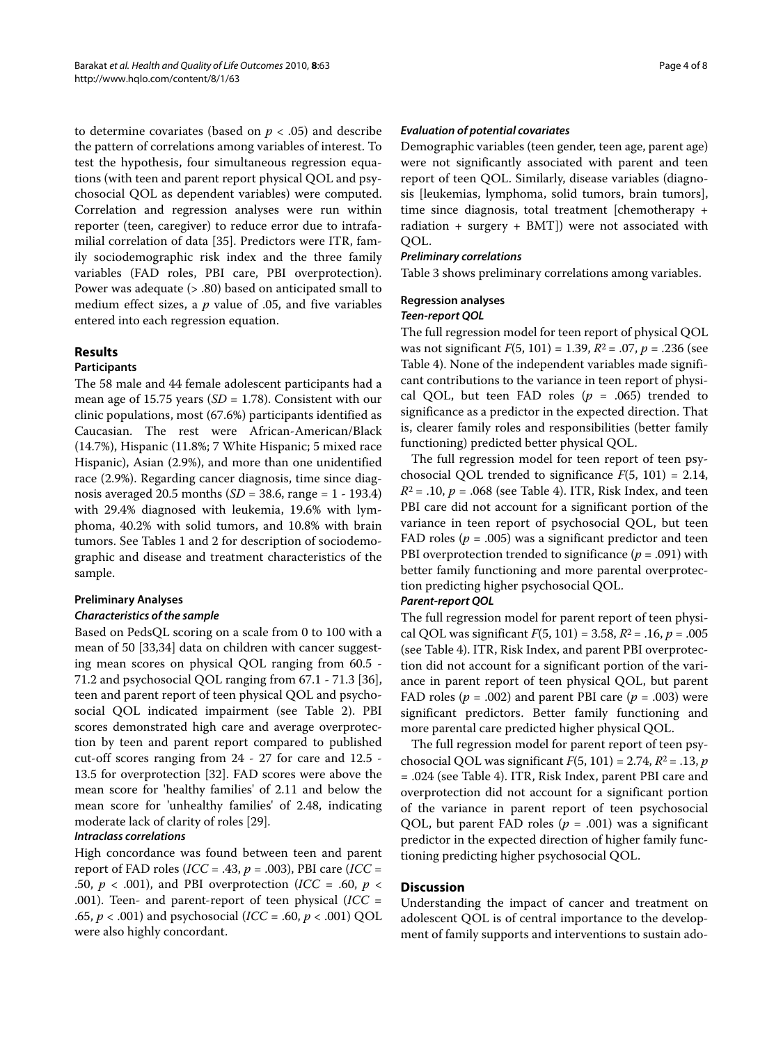to determine covariates (based on $p < .05$) and describe the pattern of correlations among variables of interest. To test the hypothesis, four simultaneous regression equations (with teen and parent report physical QOL and psychosocial QOL as dependent variables) were computed. Correlation and regression analyses were run within reporter (teen, caregiver) to reduce error due to intrafamilial correlation of data [35]. Predictors were ITR, family sociodemographic risk index and the three family variables (FAD roles, PBI care, PBI overprotection). Power was adequate (> .80) based on anticipated small to medium effect sizes, a $p$ value of .05, and five variables entered into each regression equation.

## Results

### Participants

The 58 male and 44 female adolescent participants had a mean age of 15.75 years ($SD$ = 1.78). Consistent with our clinic populations, most (67.6%) participants identified as Caucasian. The rest were African-American/Black (14.7%), Hispanic (11.8%; 7 White Hispanic; 5 mixed race Hispanic), Asian (2.9%), and more than one unidentified race (2.9%). Regarding cancer diagnosis, time since diagnosis averaged 20.5 months ($SD$ = 38.6, range = 1 - 193.4) with 29.4% diagnosed with leukemia, 19.6% with lymphoma, 40.2% with solid tumors, and 10.8% with brain tumors. See Tables 1 and 2 for description of sociodemographic and disease and treatment characteristics of the sample.

### Preliminary Analyses

#### *Characteristics of the sample*

Based on PedsQL scoring on a scale from 0 to 100 with a mean of 50 [33,34] data on children with cancer suggesting mean scores on physical QOL ranging from 60.5 - 71.2 and psychosocial QOL ranging from 67.1 - 71.3 [36], teen and parent report of teen physical QOL and psychosocial QOL indicated impairment (see Table 2). PBI scores demonstrated high care and average overprotection by teen and parent report compared to published cut-off scores ranging from 24 - 27 for care and 12.5 - 13.5 for overprotection [32]. FAD scores were above the mean score for 'healthy families' of 2.11 and below the mean score for 'unhealthy families' of 2.48, indicating moderate lack of clarity of roles [29].

#### *Intraclass correlations*

High concordance was found between teen and parent report of FAD roles ($ICC$ = .43, $p$ = .003), PBI care ($ICC$ = .50, $p < .001$), and PBI overprotection ($ICC$ = .60, $p < .001$). Teen- and parent-report of teen physical ($ICC$ = .65, $p < .001$) and psychosocial ($ICC$ = .60, $p < .001$) QOL were also highly concordant.

#### *Evaluation of potential covariates*

Demographic variables (teen gender, teen age, parent age) were not significantly associated with parent and teen report of teen QOL. Similarly, disease variables (diagnosis [leukemias, lymphoma, solid tumors, brain tumors], time since diagnosis, total treatment [chemotherapy + radiation + surgery + BMT]) were not associated with QOL.

#### *Preliminary correlations*

Table 3 shows preliminary correlations among variables.

### Regression analyses

#### *Teen-report QOL*

The full regression model for teen report of physical QOL was not significant $F(5, 101) = 1.39$, $R^2 = .07$, $p = .236$ (see Table 4). None of the independent variables made significant contributions to the variance in teen report of physical QOL, but teen FAD roles ($p$ = .065) trended to significance as a predictor in the expected direction. That is, clearer family roles and responsibilities (better family functioning) predicted better physical QOL.

The full regression model for teen report of teen psychosocial QOL trended to significance $F(5, 101) = 2.14$, $R^2 = .10$, $p = .068$ (see Table 4). ITR, Risk Index, and teen PBI care did not account for a significant portion of the variance in teen report of psychosocial QOL, but teen FAD roles ($p$ = .005) was a significant predictor and teen PBI overprotection trended to significance ($p$ = .091) with better family functioning and more parental overprotection predicting higher psychosocial QOL.

#### *Parent-report QOL*

The full regression model for parent report of teen physical QOL was significant $F(5, 101) = 3.58$, $R^2 = .16$, $p = .005$ (see Table 4). ITR, Risk Index, and parent PBI overprotection did not account for a significant portion of the variance in parent report of teen physical QOL, but parent FAD roles ($p$ = .002) and parent PBI care ($p$ = .003) were significant predictors. Better family functioning and more parental care predicted higher physical QOL.

The full regression model for parent report of teen psychosocial QOL was significant $F(5, 101) = 2.74$, $R^2 = .13$, $p = .024$ (see Table 4). ITR, Risk Index, parent PBI care and overprotection did not account for a significant portion of the variance in parent report of teen psychosocial QOL, but parent FAD roles ($p$ = .001) was a significant predictor in the expected direction of higher family functioning predicting higher psychosocial QOL.

## Discussion

Understanding the impact of cancer and treatment on adolescent QOL is of central importance to the development of family supports and interventions to sustain ado-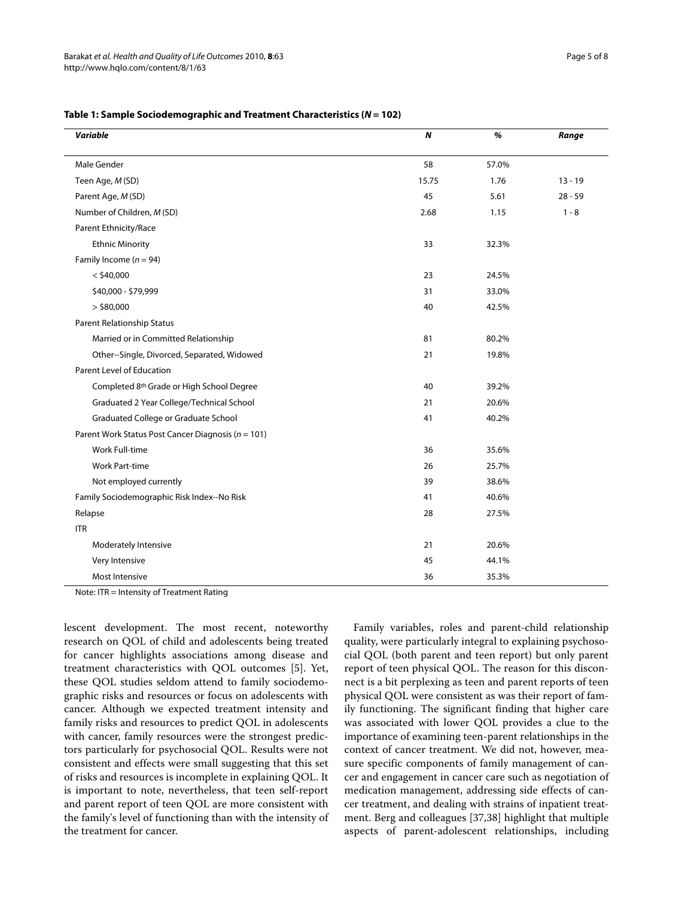**Table 1: Sample Sociodemographic and Treatment Characteristics (*N* = 102)**

| *Variable* | *N* | *%* | *Range* |
| --- | --- | --- | --- |
| Male Gender | 58 | 57.0% | |
| Teen Age, *M* (SD) | 15.75 | 1.76 | 13 - 19 |
| Parent Age, *M* (SD) | 45 | 5.61 | 28 - 59 |
| Number of Children, *M* (SD) | 2.68 | 1.15 | 1 - 8 |
| Parent Ethnicity/Race | | | |
| Ethnic Minority | 33 | 32.3% | |
| Family Income (*n* = 94) | | | |
| < $40,000 | 23 | 24.5% | |
| $40,000 - $79,999 | 31 | 33.0% | |
| > $80,000 | 40 | 42.5% | |
| Parent Relationship Status | | | |
| Married or in Committed Relationship | 81 | 80.2% | |
| Other--Single, Divorced, Separated, Widowed | 21 | 19.8% | |
| Parent Level of Education | | | |
| Completed 8th Grade or High School Degree | 40 | 39.2% | |
| Graduated 2 Year College/Technical School | 21 | 20.6% | |
| Graduated College or Graduate School | 41 | 40.2% | |
| Parent Work Status Post Cancer Diagnosis (*n* = 101) | | | |
| Work Full-time | 36 | 35.6% | |
| Work Part-time | 26 | 25.7% | |
| Not employed currently | 39 | 38.6% | |
| Family Sociodemographic Risk Index--No Risk | 41 | 40.6% | |
| Relapse | 28 | 27.5% | |
| ITR | | | |
| Moderately Intensive | 21 | 20.6% | |
| Very Intensive | 45 | 44.1% | |
| Most Intensive | 36 | 35.3% | |

Note: ITR = Intensity of Treatment Rating

lescent development. The most recent, noteworthy research on QOL of child and adolescents being treated for cancer highlights associations among disease and treatment characteristics with QOL outcomes [5]. Yet, these QOL studies seldom attend to family sociodemographic risks and resources or focus on adolescents with cancer. Although we expected treatment intensity and family risks and resources to predict QOL in adolescents with cancer, family resources were the strongest predictors particularly for psychosocial QOL. Results were not consistent and effects were small suggesting that this set of risks and resources is incomplete in explaining QOL. It is important to note, nevertheless, that teen self-report and parent report of teen QOL are more consistent with the family's level of functioning than with the intensity of the treatment for cancer.

Family variables, roles and parent-child relationship quality, were particularly integral to explaining psychosocial QOL (both parent and teen report) but only parent report of teen physical QOL. The reason for this disconnect is a bit perplexing as teen and parent reports of teen physical QOL were consistent as was their report of family functioning. The significant finding that higher care was associated with lower QOL provides a clue to the importance of examining teen-parent relationships in the context of cancer treatment. We did not, however, measure specific components of family management of cancer and engagement in cancer care such as negotiation of medication management, addressing side effects of cancer treatment, and dealing with strains of inpatient treatment. Berg and colleagues [37,38] highlight that multiple aspects of parent-adolescent relationships, including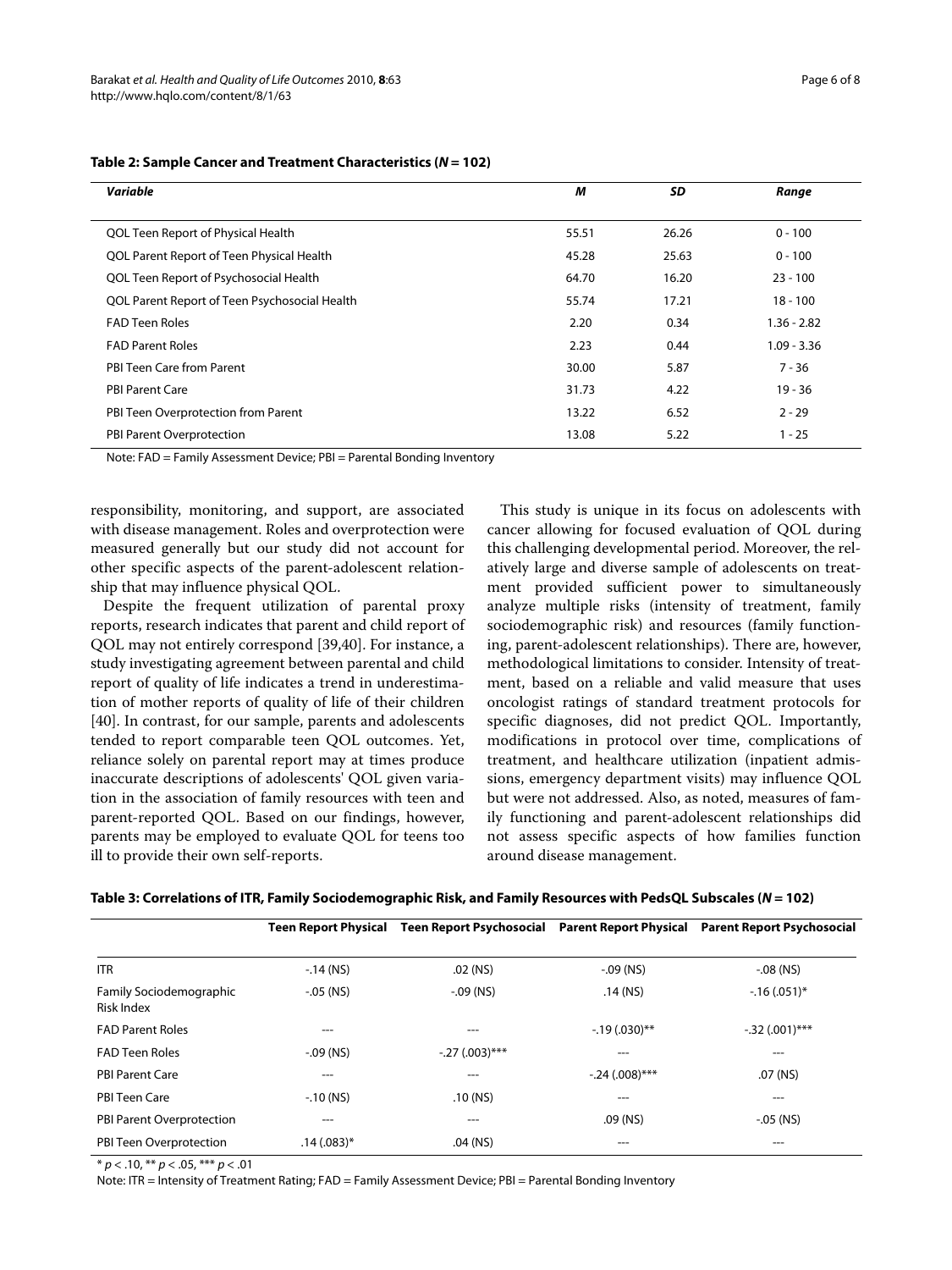**Table 2: Sample Cancer and Treatment Characteristics (*N* = 102)**

| *Variable* | *M* | *SD* | *Range* |
|---|---|---|---|
| QOL Teen Report of Physical Health | 55.51 | 26.26 | 0 - 100 |
| QOL Parent Report of Teen Physical Health | 45.28 | 25.63 | 0 - 100 |
| QOL Teen Report of Psychosocial Health | 64.70 | 16.20 | 23 - 100 |
| QOL Parent Report of Teen Psychosocial Health | 55.74 | 17.21 | 18 - 100 |
| FAD Teen Roles | 2.20 | 0.34 | 1.36 - 2.82 |
| FAD Parent Roles | 2.23 | 0.44 | 1.09 - 3.36 |
| PBI Teen Care from Parent | 30.00 | 5.87 | 7 - 36 |
| PBI Parent Care | 31.73 | 4.22 | 19 - 36 |
| PBI Teen Overprotection from Parent | 13.22 | 6.52 | 2 - 29 |
| PBI Parent Overprotection | 13.08 | 5.22 | 1 - 25 |

Note: FAD = Family Assessment Device; PBI = Parental Bonding Inventory

responsibility, monitoring, and support, are associated with disease management. Roles and overprotection were measured generally but our study did not account for other specific aspects of the parent-adolescent relationship that may influence physical QOL.

Despite the frequent utilization of parental proxy reports, research indicates that parent and child report of QOL may not entirely correspond [39,40]. For instance, a study investigating agreement between parental and child report of quality of life indicates a trend in underestimation of mother reports of quality of life of their children [40]. In contrast, for our sample, parents and adolescents tended to report comparable teen QOL outcomes. Yet, reliance solely on parental report may at times produce inaccurate descriptions of adolescents' QOL given variation in the association of family resources with teen and parent-reported QOL. Based on our findings, however, parents may be employed to evaluate QOL for teens too ill to provide their own self-reports.

This study is unique in its focus on adolescents with cancer allowing for focused evaluation of QOL during this challenging developmental period. Moreover, the relatively large and diverse sample of adolescents on treatment provided sufficient power to simultaneously analyze multiple risks (intensity of treatment, family sociodemographic risk) and resources (family functioning, parent-adolescent relationships). There are, however, methodological limitations to consider. Intensity of treatment, based on a reliable and valid measure that uses oncologist ratings of standard treatment protocols for specific diagnoses, did not predict QOL. Importantly, modifications in protocol over time, complications of treatment, and healthcare utilization (inpatient admissions, emergency department visits) may influence QOL but were not addressed. Also, as noted, measures of family functioning and parent-adolescent relationships did not assess specific aspects of how families function around disease management.

**Table 3: Correlations of ITR, Family Sociodemographic Risk, and Family Resources with PedsQL Subscales (*N* = 102)**

| | Teen Report Physical | Teen Report Psychosocial | Parent Report Physical | Parent Report Psychosocial |
|---|---|---|---|---|
| ITR | -.14 (NS) | .02 (NS) | -.09 (NS) | -.08 (NS) |
| Family Sociodemographic Risk Index | -.05 (NS) | -.09 (NS) | .14 (NS) | -.16 (.051)* |
| FAD Parent Roles | --- | --- | -.19 (.030)** | -.32 (.001)*** |
| FAD Teen Roles | -.09 (NS) | -.27 (.003)*** | --- | --- |
| PBI Parent Care | --- | --- | -.24 (.008)*** | .07 (NS) |
| PBI Teen Care | -.10 (NS) | .10 (NS) | --- | --- |
| PBI Parent Overprotection | --- | --- | .09 (NS) | -.05 (NS) |
| PBI Teen Overprotection | .14 (.083)* | .04 (NS) | --- | --- |

* $p < .10$, ** $p < .05$, *** $p < .01$

Note: ITR = Intensity of Treatment Rating; FAD = Family Assessment Device; PBI = Parental Bonding Inventory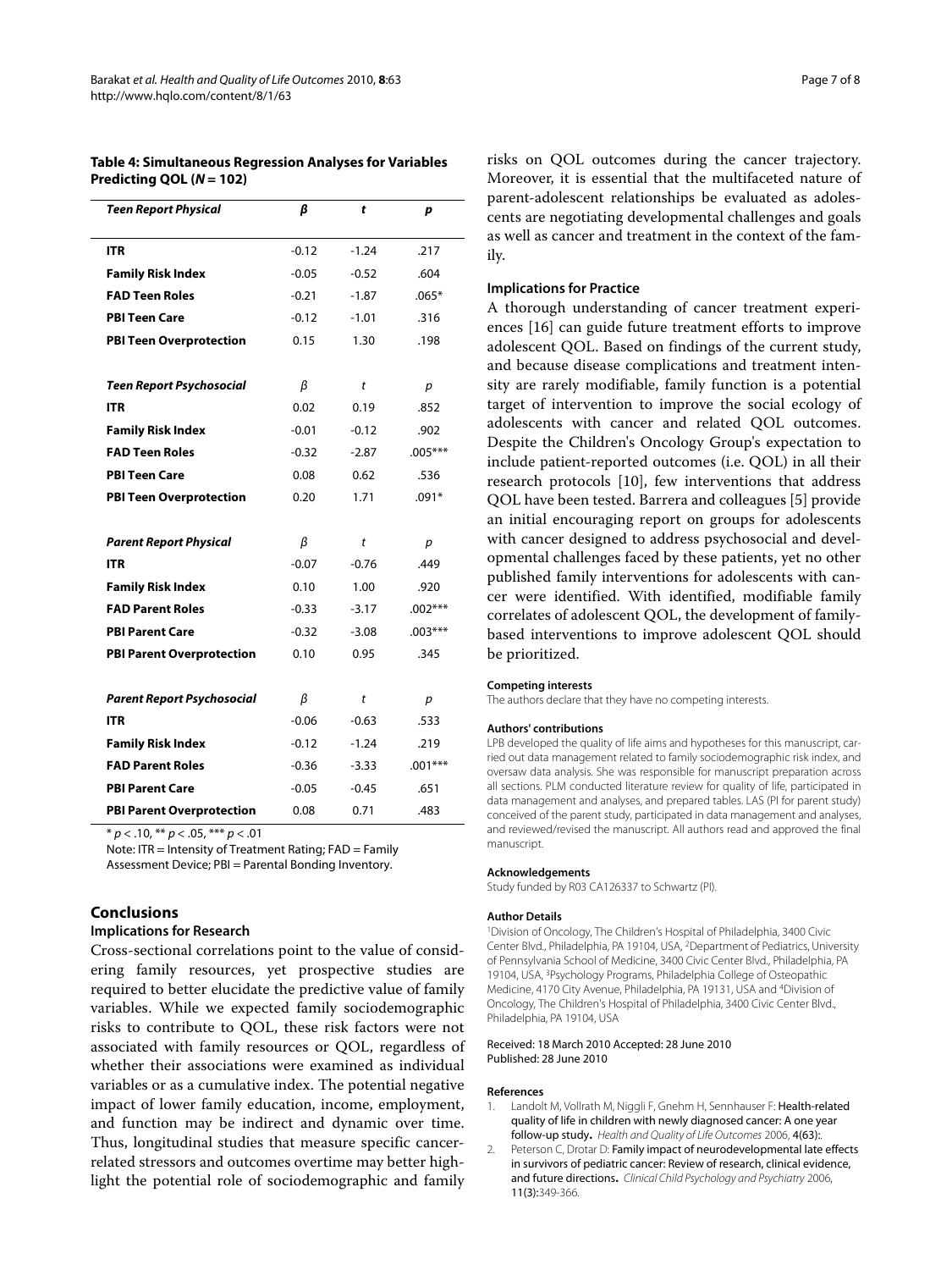**Table 4: Simultaneous Regression Analyses for Variables Predicting QOL (*N* = 102)**

| ***Teen Report Physical*** | ***β*** | ***t*** | ***p*** |
|---|---|---|---|
| **ITR** | -0.12 | -1.24 | .217 |
| **Family Risk Index** | -0.05 | -0.52 | .604 |
| **FAD Teen Roles** | -0.21 | -1.87 | .065* |
| **PBI Teen Care** | -0.12 | -1.01 | .316 |
| **PBI Teen Overprotection** | 0.15 | 1.30 | .198 |
| ***Teen Report Psychosocial*** | *β* | *t* | *p* |
| **ITR** | 0.02 | 0.19 | .852 |
| **Family Risk Index** | -0.01 | -0.12 | .902 |
| **FAD Teen Roles** | -0.32 | -2.87 | .005*** |
| **PBI Teen Care** | 0.08 | 0.62 | .536 |
| **PBI Teen Overprotection** | 0.20 | 1.71 | .091* |
| ***Parent Report Physical*** | *β* | *t* | *p* |
| **ITR** | -0.07 | -0.76 | .449 |
| **Family Risk Index** | 0.10 | 1.00 | .920 |
| **FAD Parent Roles** | -0.33 | -3.17 | .002*** |
| **PBI Parent Care** | -0.32 | -3.08 | .003*** |
| **PBI Parent Overprotection** | 0.10 | 0.95 | .345 |
| ***Parent Report Psychosocial*** | *β* | *t* | *p* |
| **ITR** | -0.06 | -0.63 | .533 |
| **Family Risk Index** | -0.12 | -1.24 | .219 |
| **FAD Parent Roles** | -0.36 | -3.33 | .001*** |
| **PBI Parent Care** | -0.05 | -0.45 | .651 |
| **PBI Parent Overprotection** | 0.08 | 0.71 | .483 |

* $p < .10$, ** $p < .05$, *** $p < .01$

Note: ITR = Intensity of Treatment Rating; FAD = Family Assessment Device; PBI = Parental Bonding Inventory.

## Conclusions

### Implications for Research

Cross-sectional correlations point to the value of considering family resources, yet prospective studies are required to better elucidate the predictive value of family variables. While we expected family sociodemographic risks to contribute to QOL, these risk factors were not associated with family resources or QOL, regardless of whether their associations were examined as individual variables or as a cumulative index. The potential negative impact of lower family education, income, employment, and function may be indirect and dynamic over time. Thus, longitudinal studies that measure specific cancer-related stressors and outcomes overtime may better highlight the potential role of sociodemographic and family risks on QOL outcomes during the cancer trajectory. Moreover, it is essential that the multifaceted nature of parent-adolescent relationships be evaluated as adolescents are negotiating developmental challenges and goals as well as cancer and treatment in the context of the family.

### Implications for Practice

A thorough understanding of cancer treatment experiences [16] can guide future treatment efforts to improve adolescent QOL. Based on findings of the current study, and because disease complications and treatment intensity are rarely modifiable, family function is a potential target of intervention to improve the social ecology of adolescents with cancer and related QOL outcomes. Despite the Children's Oncology Group's expectation to include patient-reported outcomes (i.e. QOL) in all their research protocols [10], few interventions that address QOL have been tested. Barrera and colleagues [5] provide an initial encouraging report on groups for adolescents with cancer designed to address psychosocial and developmental challenges faced by these patients, yet no other published family interventions for adolescents with cancer were identified. With identified, modifiable family correlates of adolescent QOL, the development of family-based interventions to improve adolescent QOL should be prioritized.

#### Competing interests

The authors declare that they have no competing interests.

#### Authors' contributions

LPB developed the quality of life aims and hypotheses for this manuscript, carried out data management related to family sociodemographic risk index, and oversaw data analysis. She was responsible for manuscript preparation across all sections. PLM conducted literature review for quality of life, participated in data management and analyses, and prepared tables. LAS (PI for parent study) conceived of the parent study, participated in data management and analyses, and reviewed/revised the manuscript. All authors read and approved the final manuscript.

#### Acknowledgements

Study funded by R03 CA126337 to Schwartz (PI).

#### Author Details

[1]Division of Oncology, The Children's Hospital of Philadelphia, 3400 Civic Center Blvd., Philadelphia, PA 19104, USA, [2]Department of Pediatrics, University of Pennsylvania School of Medicine, 3400 Civic Center Blvd., Philadelphia, PA 19104, USA, [3]Psychology Programs, Philadelphia College of Osteopathic Medicine, 4170 City Avenue, Philadelphia, PA 19131, USA and [4]Division of Oncology, The Children's Hospital of Philadelphia, 3400 Civic Center Blvd., Philadelphia, PA 19104, USA

Received: 18 March 2010 Accepted: 28 June 2010
Published: 28 June 2010

#### References

1. Landolt M, Vollrath M, Niggli F, Gnehm H, Sennhauser F: **Health-related quality of life in children with newly diagnosed cancer: A one year follow-up study.** *Health and Quality of Life Outcomes* 2006, **4(63)**:.
2. Peterson C, Drotar D: **Family impact of neurodevelopmental late effects in survivors of pediatric cancer: Review of research, clinical evidence, and future directions.** *Clinical Child Psychology and Psychiatry* 2006, **11(3)**:349-366.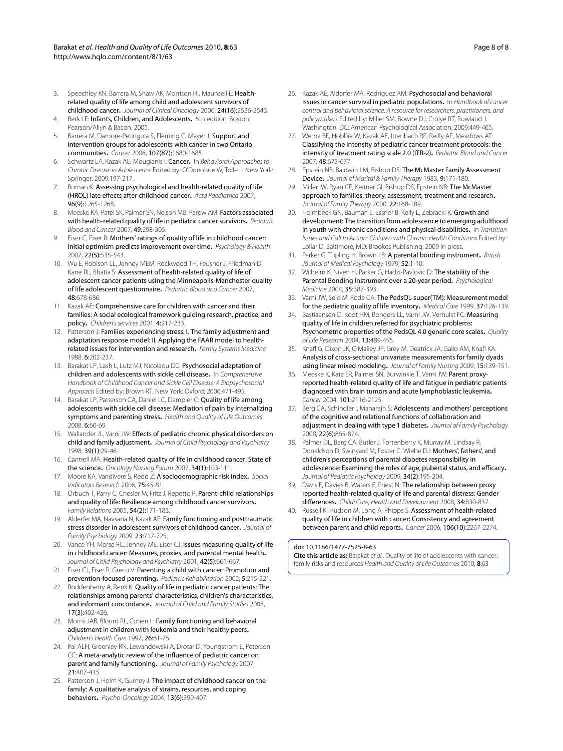3. Speechley KN, Barrera M, Shaw AK, Morrison HI, Maunsell E: **Health-related quality of life among child and adolescent survivors of childhood cancer.** *Journal of Clinical Oncology* 2006, **24(16)**:2536-2543.
4. Berk LE: **Infants, Children, and Adolescents.** 5th edition. Boston: Pearson/Allyn & Bacon; 2005.
5. Barrera M, Damore-Petingola S, Fleming C, Mayer J: **Support and intervention groups for adolescents with cancer in two Ontario communities.** *Cancer* 2006, **107(87)**:1680-1685.
6. Schwartz LA, Kazak AE, Mougianis I: **Cancer.** In *Behavioral Approaches to Chronic Disease in Adolescence* Edited by: O'Donohue W, Tolle L. New York: Springer; 2009:197-217.
7. Boman K: **Assessing psychological and health-related quality of life (HRQL) late effects after childhood cancer.** *Acta Paediatrica* 2007, **96(9)**:1265-1268.
8. Meeske KA, Patel SK, Palmer SN, Nelson MB, Parow AM: **Factors associated with health-related quality of life in pediatric cancer survivors.** *Pediatric Blood and Cancer* 2007, **49**:298-305.
9. Eiser C, Eiser R: **Mothers' ratings of quality of life in childhood cancer: Initial optimism predicts improvement over time.** *Psychology & Health* 2007, **22(5)**:535-543.
10. Wu E, Robison LL, Jenney MEM, Rockwood TH, Feusner J, Friedman D, Kane RL, Bhatia S: **Assessment of health-related quality of life of adolescent cancer patients using the Minneapolis-Manchester quality of life adolescent questionnaire.** *Pediatric Blood and Cancer* 2007, **48**:678-686.
11. Kazak AE: **Comprehensive care for children with cancer and their families: A social ecological framework guiding research, practice, and policy.** *Children's services* 2001, **4**:217-233.
12. Patterson J: **Families experiencing stress: I. The family adjustment and adaptation response model: II. Applying the FAAR model to health-related issues for intervention and research.** *Family Systems Medicine* 1988, **6**:202-237.
13. Barakat LP, Lash L, Lutz MJ, Nicolaou DC: **Psychosocial adaptation of children and adolescents with sickle cell disease.** In *Comprehensive Handbook of Childhood Cancer and Sickle Cell Disease: A Biopsychosocial Approach* Edited by: Brown RT. New York: Oxford; 2006:471-495.
14. Barakat LP, Patterson CA, Daniel LC, Dampier C: **Quality of life among adolescents with sickle cell disease: Mediation of pain by internalizing symptoms and parenting stress.** *Health and Quality of Life Outcomes* 2008, **6**:60-69.
15. Wallander JL, Varni JW: **Effects of pediatric chronic physical disorders on child and family adjustment.** *Journal of Child Psychology and Psychiatry* 1998, **39(1)**:29-46.
16. Cantrell MA: **Health-related quality of life in childhood cancer: State of the science.** *Oncology Nursing Forum* 2007, **34(1)**:103-111.
17. Moore KA, Vandivere S, Redd Z: **A sociodemographic risk index.** *Social Indicators Research* 2006, **75**:45-81.
18. Orbuch T, Parry C, Chesler M, Fritz J, Repetto P: **Parent-child relationships and quality of life: Resilience among childhood cancer survivors.** *Family Relations* 2005, **54(2)**:171-183.
19. Alderfer MA, Navsaria N, Kazak AE: **Family functioning and posttraumatic stress disorder in adolescent survivors of childhood cancer.** *Journal of Family Psychology* 2009, **23**:717-725.
20. Vance YH, Morse RC, Jenney ME, Eiser CJ: **Issues measuring quality of life in childhood cancer: Measures, proxies, and parental mental health.** *Journal of Child Psychology and Psychiatry* 2001, **42(5)**:661-667.
21. Eiser CJ, Eiser R, Greco V: **Parenting a child with cancer: Promotion and prevention-focused parenting.** *Pediatric Rehabilitation* 2002, **5**:215-221.
22. Roddenberry A, Renk K: **Quality of life in pediatric cancer patients: The relationships among parents' characteristics, children's characteristics, and informant concordance.** *Journal of Child and Family Studies* 2008, **17(3)**:402-426.
23. Morris JAB, Blount RL, Cohen L: **Family functioning and behavioral adjustment in children with leukemia and their healthy peers.** *Children's Health Care* 1997, **26**:61-75.
24. Pai ALH, Greenley RN, Lewandowski A, Drotar D, Youngstrom E, Peterson CC: **A meta-analytic review of the influence of pediatric cancer on parent and family functioning.** *Journal of Family Psychology* 2007, **21**:407-415.
25. Patterson J, Holm K, Gurney J: **The impact of childhood cancer on the family: A qualitative analysis of strains, resources, and coping behaviors.** *Psycho-Oncology* 2004, **13(6)**:390-407.
26. Kazak AE, Alderfer MA, Rodriguez AM: **Psychosocial and behavioral issues in cancer survival in pediatric populations.** In *Handbook of cancer control and behavioral science: A resource for researchers, practitioners, and policymakers* Edited by: Miller SM, Bowne DJ, Crolye RT, Rowland J. Washington, DC: American Psychological Association; 2009:449-465.
27. Werba BE, Hobbie W, Kazak AE, Ittenbach RF, Reilly AF, Meadows AT: **Classifying the intensity of pediatric cancer treatment protocols: the intensity of treatment rating scale 2.0 (ITR-2).** *Pediatric Blood and Cancer* 2007, **48**:673-677.
28. Epstein NB, Baldwin LM, Bishop DS: **The McMaster Family Assessment Device.** *Journal of Marital & Family Therapy* 1983, **9**:171-180.
29. Miller IW, Ryan CE, Keitner GI, Bishop DS, Epstein NB: **The McMaster approach to families: theory, assessment, treatment and research.** *Journal of Family Therapy* 2000, **22**:168-189.
30. Holmbeck GN, Bauman L, Essner B, Kelly L, Zebracki K: **Growth and development: The transition from adolescence to emerging adulthood in youth with chronic conditions and physical disabilities.** In *Transition Issues and Call to Action: Children with Chronic Health Conditions* Edited by: Lollar D. Baltimore, MD: Brookes Publishing; 2009 in press.
31. Parker G, Tupling H, Brown LB: **A parental bonding instrument.** *British Journal of Medical Psychology* 1979, **52**:1-10.
32. Wilhelm K, Niven H, Parker G, Hadzi-Pavlovic D: **The stability of the Parental Bonding Instrument over a 20-year period.** *Psychological Medicine* 2004, **35**:387-393.
33. Varni JW, Seid M, Rode CA: **The PedsQL-super(TM): Measurement model for the pediatric quality of life inventory.** *Medical Care* 1999, **37**:126-139.
34. Bastiaansen D, Koot HM, Bongers LL, Varni JW, Verhulst FC: **Measuring quality of life in children referred for psychiatric problems: Psychometric properties of the PedsQL 4.0 generic core scales.** *Quality of Life Research* 2004, **13**:489-495.
35. Knafl G, Dixon JK, O'Malley JP, Grey M, Deatrick JA, Gallo AM, Knafl KA: **Analysis of cross-sectional univariate measurements for family dyads using linear mixed modeling.** *Journal of Family Nursing* 2009, **15**:139-151.
36. Meeske K, Katz ER, Palmer SN, Burwinkle T, Varni JW: **Parent proxy-reported health-related quality of life and fatigue in pediatric patients diagnosed with brain tumors and acute lymphoblastic leukemia.** *Cancer* 2004, **101**:2116-2125.
37. Berg CA, Schindler I, Maharajh S: **Adolescents' and mothers' perceptions of the cognitive and relational functions of collaboration and adjustment in dealing with type 1 diabetes.** *Journal of Family Psychology* 2008, **22(6)**:865-874.
38. Palmer DL, Berg CA, Butler J, Fortenberry K, Murray M, Lindsay R, Donaldson D, Swinyard M, Foster C, Wiebe DJ: **Mothers', fathers', and children's perceptions of parental diabetes responsibility in adolescence: Examining the roles of age, pubertal status, and efficacy.** *Journal of Pediatric Psychology* 2009, **34(2)**:195-204.
39. Davis E, Davies B, Waters E, Priest N: **The relationship between proxy reported health-related quality of life and parental distress: Gender differences.** *Child: Care, Health and Development* 2008, **34**:830-837.
40. Russell K, Hudson M, Long A, Phipps S: **Assessment of health-related quality of life in children with cancer: Consistency and agreement between parent and child reports.** *Cancer* 2006, **106(10)**:2267-2274.

doi: 10.1186/1477-7525-8-63

**Cite this article as:** Barakat *et al.*, Quality of life of adolescents with cancer: family risks and resources *Health and Quality of Life Outcomes* 2010, **8**:63